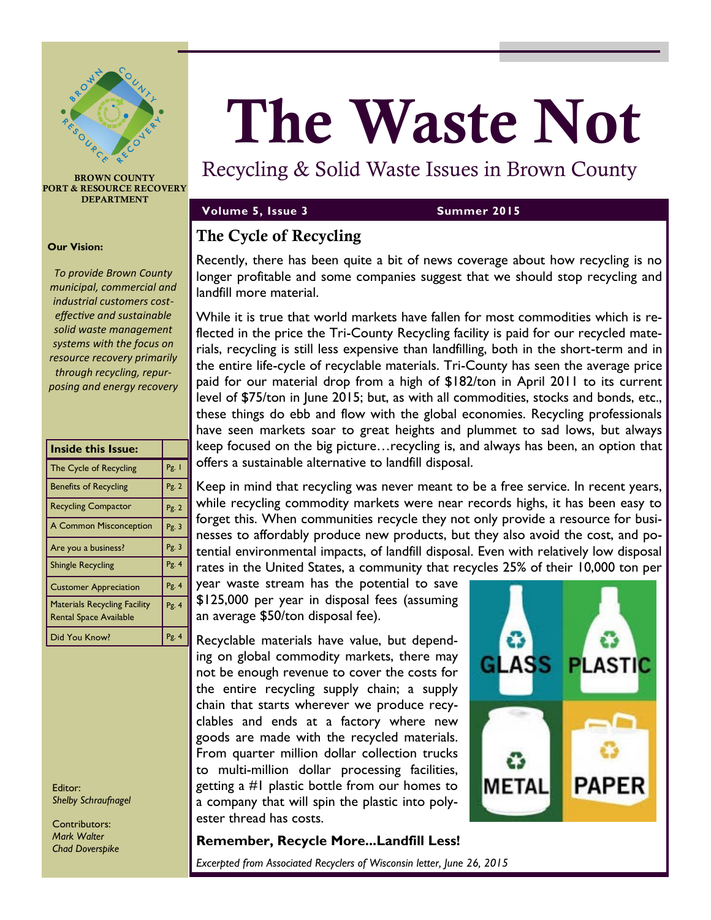BROWN COUNTY PORT & RESOURCE RECOVERY DEPARTMENT

**Our Vision:**

*To provide Brown County municipal, commercial and industrial customers cost-effective and sustainable solid waste management systems with the focus on resource recovery primarily through recycling, repurposing and energy recovery*

| Inside this Issue: | |
|---|---|
| The Cycle of Recycling | Pg. 1 |
| Benefits of Recycling | Pg. 2 |
| Recycling Compactor | Pg. 2 |
| A Common Misconception | Pg. 3 |
| Are you a business? | Pg. 3 |
| Shingle Recycling | Pg. 4 |
| Customer Appreciation | Pg. 4 |
| Materials Recycling Facility Rental Space Available | Pg. 4 |
| Did You Know? | Pg. 4 |

Editor:
*Shelby Schraufnagel*

Contributors:
*Mark Walter*
*Chad Doverspike*

# The Waste Not

Recycling & Solid Waste Issues in Brown County

**Volume 5, Issue 3** **Summer 2015**

## The Cycle of Recycling

Recently, there has been quite a bit of news coverage about how recycling is no longer profitable and some companies suggest that we should stop recycling and landfill more material.

While it is true that world markets have fallen for most commodities which is reflected in the price the Tri-County Recycling facility is paid for our recycled materials, recycling is still less expensive than landfilling, both in the short-term and in the entire life-cycle of recyclable materials. Tri-County has seen the average price paid for our material drop from a high of $182/ton in April 2011 to its current level of $75/ton in June 2015; but, as with all commodities, stocks and bonds, etc., these things do ebb and flow with the global economies. Recycling professionals have seen markets soar to great heights and plummet to sad lows, but always keep focused on the big picture…recycling is, and always has been, an option that offers a sustainable alternative to landfill disposal.

Keep in mind that recycling was never meant to be a free service. In recent years, while recycling commodity markets were near records highs, it has been easy to forget this. When communities recycle they not only provide a resource for businesses to affordably produce new products, but they also avoid the cost, and potential environmental impacts, of landfill disposal. Even with relatively low disposal rates in the United States, a community that recycles 25% of their 10,000 ton per year waste stream has the potential to save $125,000 per year in disposal fees (assuming an average $50/ton disposal fee).

Recyclable materials have value, but depending on global commodity markets, there may not be enough revenue to cover the costs for the entire recycling supply chain; a supply chain that starts wherever we produce recyclables and ends at a factory where new goods are made with the recycled materials. From quarter million dollar collection trucks to multi-million dollar processing facilities, getting a #1 plastic bottle from our homes to a company that will spin the plastic into polyester thread has costs.

**Remember, Recycle More...Landfill Less!**

*Excerpted from Associated Recyclers of Wisconsin letter, June 26, 2015*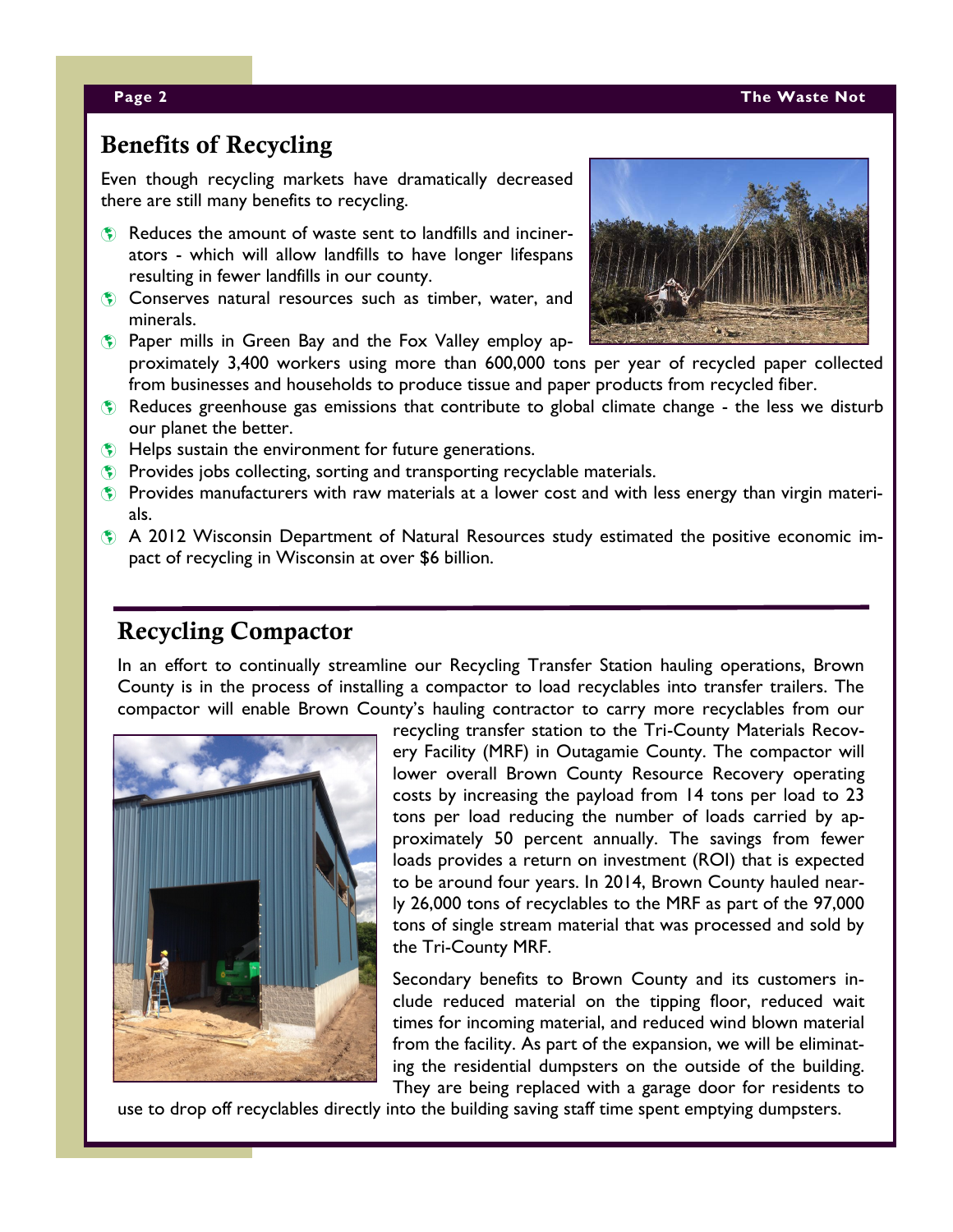## Benefits of Recycling

Even though recycling markets have dramatically decreased there are still many benefits to recycling.

- Reduces the amount of waste sent to landfills and incinerators - which will allow landfills to have longer lifespans resulting in fewer landfills in our county.
- Conserves natural resources such as timber, water, and minerals.
- Paper mills in Green Bay and the Fox Valley employ approximately 3,400 workers using more than 600,000 tons per year of recycled paper collected from businesses and households to produce tissue and paper products from recycled fiber.
- Reduces greenhouse gas emissions that contribute to global climate change - the less we disturb our planet the better.
- Helps sustain the environment for future generations.
- Provides jobs collecting, sorting and transporting recyclable materials.
- Provides manufacturers with raw materials at a lower cost and with less energy than virgin materials.
- A 2012 Wisconsin Department of Natural Resources study estimated the positive economic impact of recycling in Wisconsin at over $6 billion.

## Recycling Compactor

In an effort to continually streamline our Recycling Transfer Station hauling operations, Brown County is in the process of installing a compactor to load recyclables into transfer trailers. The compactor will enable Brown County's hauling contractor to carry more recyclables from our recycling transfer station to the Tri-County Materials Recovery Facility (MRF) in Outagamie County. The compactor will lower overall Brown County Resource Recovery operating costs by increasing the payload from 14 tons per load to 23 tons per load reducing the number of loads carried by approximately 50 percent annually. The savings from fewer loads provides a return on investment (ROI) that is expected to be around four years. In 2014, Brown County hauled nearly 26,000 tons of recyclables to the MRF as part of the 97,000 tons of single stream material that was processed and sold by the Tri-County MRF.

Secondary benefits to Brown County and its customers include reduced material on the tipping floor, reduced wait times for incoming material, and reduced wind blown material from the facility. As part of the expansion, we will be eliminating the residential dumpsters on the outside of the building. They are being replaced with a garage door for residents to use to drop off recyclables directly into the building saving staff time spent emptying dumpsters.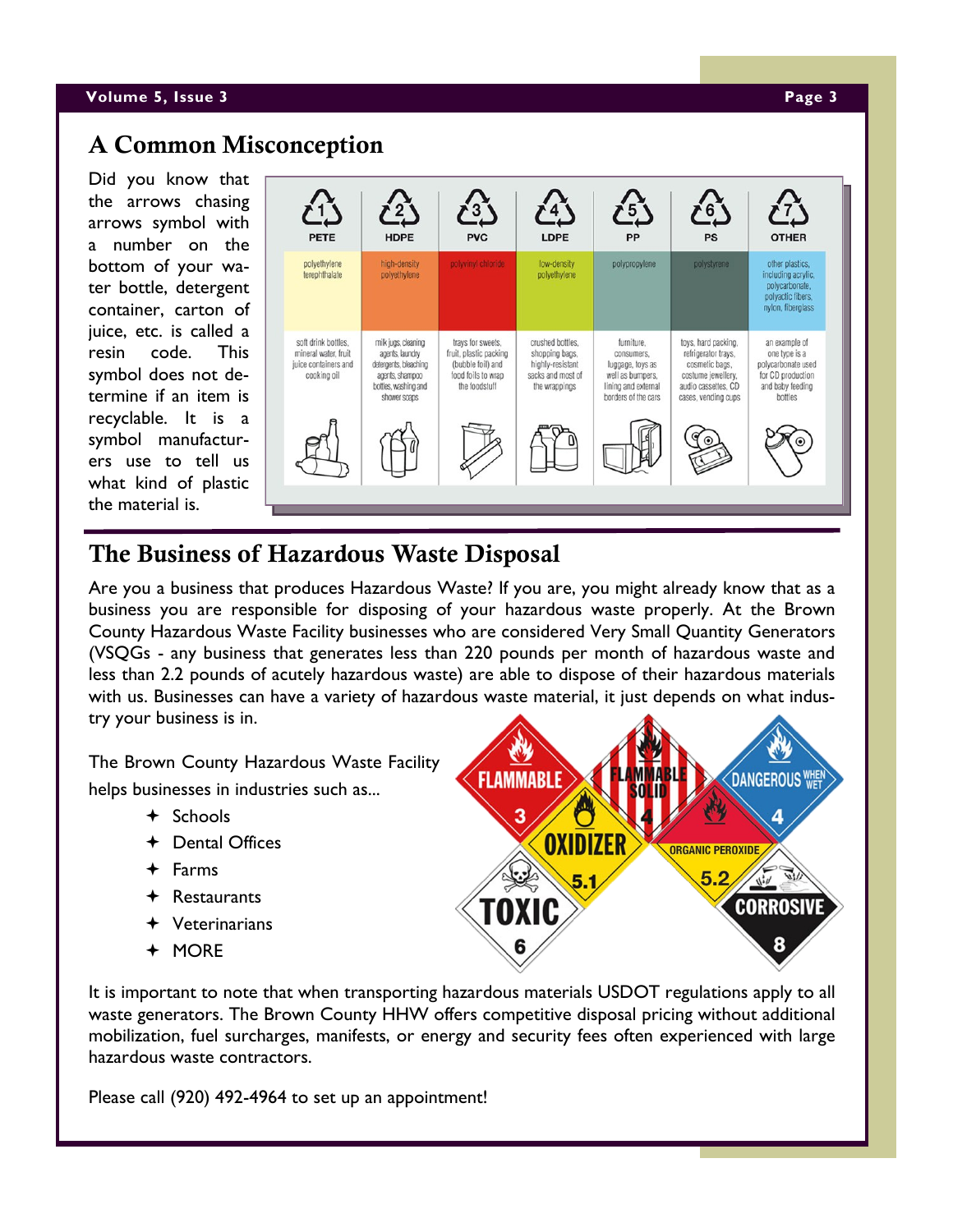## A Common Misconception

Did you know that the arrows chasing arrows symbol with a number on the bottom of your water bottle, detergent container, carton of juice, etc. is called a resin code. This symbol does not determine if an item is recyclable. It is a symbol manufacturers use to tell us what kind of plastic the material is.

| 1 PETE | 2 HDPE | 3 PVC | 4 LDPE | 5 PP | 6 PS | 7 OTHER |
|---|---|---|---|---|---|---|
| polyethylene terephthalate | high-density polyethylene | polyvinyl chloride | low-density polyethylene | polypropylene | polystyrene | other plastics, including acrylic, polycarbonate, polyactic fibers, nylon, fiberglass |
| soft drink bottles, mineral water, fruit juice containers and cooking oil | milk jugs, cleaning agents, laundry detergents, bleaching agents, shampoo bottles, washing and shower soaps | trays for sweets, fruit, plastic packing (bubble foil) and food foils to wrap the foodstuff | crushed bottles, shopping bags, highly-resistant sacks and most of the wrappings | furniture, consumers, luggage, toys as well as bumpers, lining and external borders of the cars | toys, hard packing, refrigerator trays, cosmetic bags, costume jewellery, audio cassettes, CD cases, vending cups | an example of one type is a polycarbonate used for CD production and baby feeding bottles |

## The Business of Hazardous Waste Disposal

Are you a business that produces Hazardous Waste? If you are, you might already know that as a business you are responsible for disposing of your hazardous waste properly. At the Brown County Hazardous Waste Facility businesses who are considered Very Small Quantity Generators (VSQGs - any business that generates less than 220 pounds per month of hazardous waste and less than 2.2 pounds of acutely hazardous waste) are able to dispose of their hazardous materials with us. Businesses can have a variety of hazardous waste material, it just depends on what industry your business is in.

The Brown County Hazardous Waste Facility helps businesses in industries such as...

- Schools
- Dental Offices
- Farms
- Restaurants
- Veterinarians
- MORE

It is important to note that when transporting hazardous materials USDOT regulations apply to all waste generators. The Brown County HHW offers competitive disposal pricing without additional mobilization, fuel surcharges, manifests, or energy and security fees often experienced with large hazardous waste contractors.

Please call (920) 492-4964 to set up an appointment!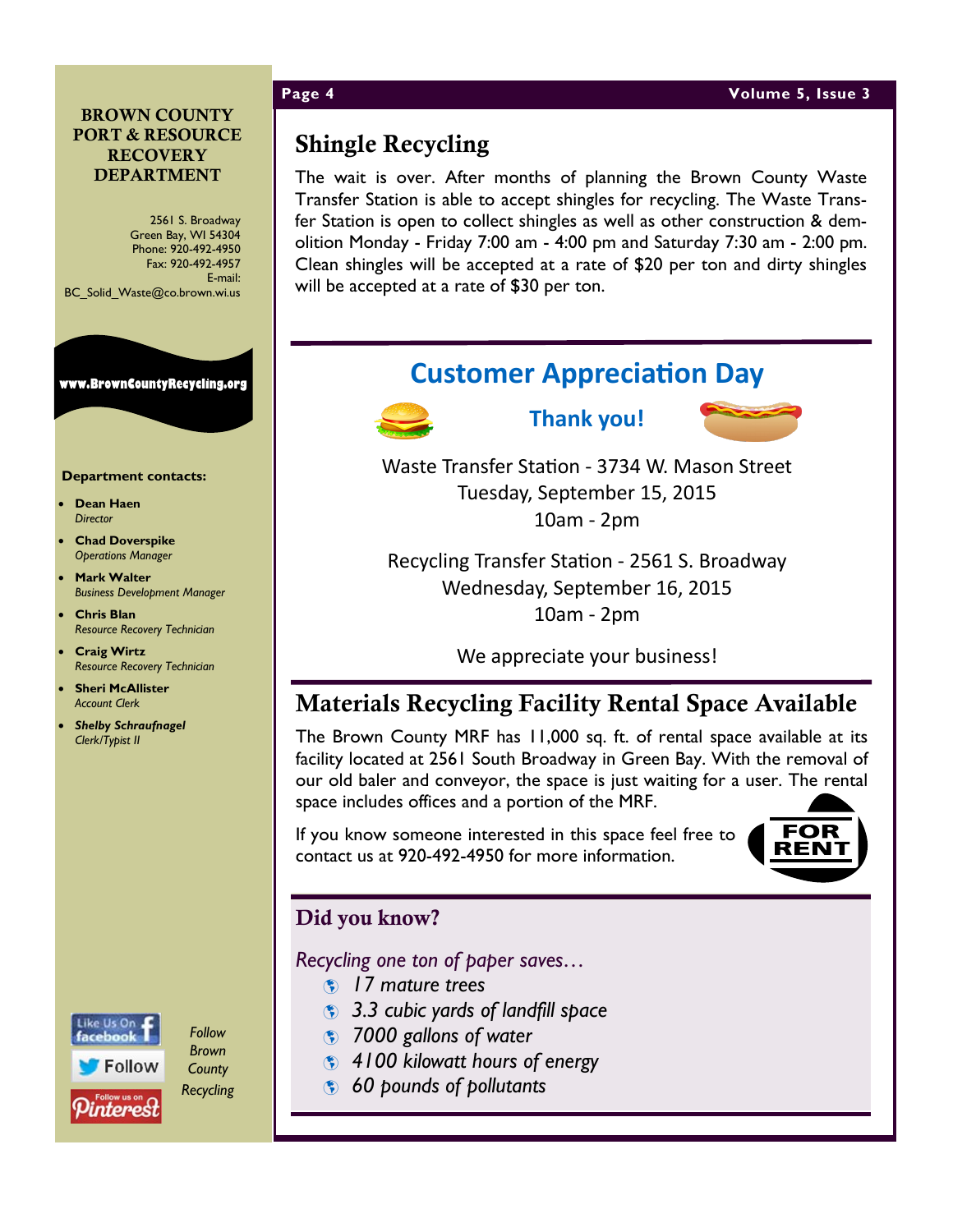## BROWN COUNTY PORT & RESOURCE RECOVERY DEPARTMENT

2561 S. Broadway
Green Bay, WI 54304
Phone: 920-492-4950
Fax: 920-492-4957
E-mail:
BC_Solid_Waste@co.brown.wi.us

www.BrownCountyRecycling.org

**Department contacts:**

- **Dean Haen**
  *Director*
- **Chad Doverspike**
  *Operations Manager*
- **Mark Walter**
  *Business Development Manager*
- **Chris Blan**
  *Resource Recovery Technician*
- **Craig Wirtz**
  *Resource Recovery Technician*
- **Sheri McAllister**
  *Account Clerk*
- ***Shelby Schraufnagel***
  *Clerk/Typist II*

Like Us On facebook
Follow
Follow us on Pinterest

*Follow Brown County Recycling*

## Shingle Recycling

The wait is over. After months of planning the Brown County Waste Transfer Station is able to accept shingles for recycling. The Waste Transfer Station is open to collect shingles as well as other construction & demolition Monday - Friday 7:00 am - 4:00 pm and Saturday 7:30 am - 2:00 pm. Clean shingles will be accepted at a rate of $20 per ton and dirty shingles will be accepted at a rate of $30 per ton.

## Customer Appreciation Day

**Thank you!**

Waste Transfer Station - 3734 W. Mason Street
Tuesday, September 15, 2015
10am - 2pm

Recycling Transfer Station - 2561 S. Broadway
Wednesday, September 16, 2015
10am - 2pm

We appreciate your business!

## Materials Recycling Facility Rental Space Available

The Brown County MRF has 11,000 sq. ft. of rental space available at its facility located at 2561 South Broadway in Green Bay. With the removal of our old baler and conveyor, the space is just waiting for a user. The rental space includes offices and a portion of the MRF.

If you know someone interested in this space feel free to contact us at 920-492-4950 for more information.

FOR RENT

## Did you know?

*Recycling one ton of paper saves…*

- *17 mature trees*
- *3.3 cubic yards of landfill space*
- *7000 gallons of water*
- *4100 kilowatt hours of energy*
- *60 pounds of pollutants*